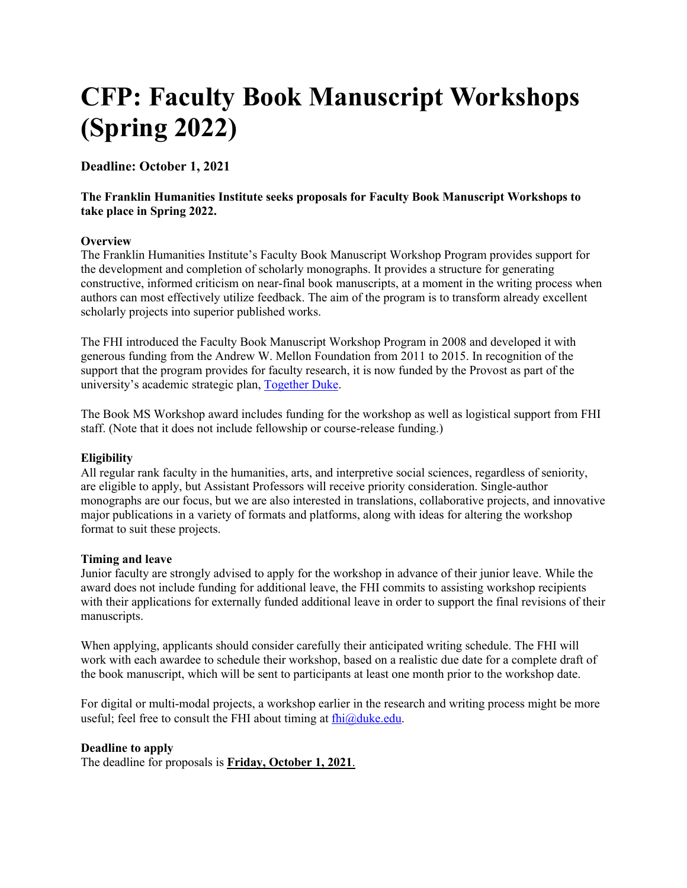# CFP: Faculty Book Manuscript Workshops (Spring 2022)

**Deadline: October 1, 2021**

**The Franklin Humanities Institute seeks proposals for Faculty Book Manuscript Workshops to take place in Spring 2022.**

**Overview**
The Franklin Humanities Institute's Faculty Book Manuscript Workshop Program provides support for the development and completion of scholarly monographs. It provides a structure for generating constructive, informed criticism on near-final book manuscripts, at a moment in the writing process when authors can most effectively utilize feedback. The aim of the program is to transform already excellent scholarly projects into superior published works.

The FHI introduced the Faculty Book Manuscript Workshop Program in 2008 and developed it with generous funding from the Andrew W. Mellon Foundation from 2011 to 2015. In recognition of the support that the program provides for faculty research, it is now funded by the Provost as part of the university's academic strategic plan, [Together Duke](Together Duke).

The Book MS Workshop award includes funding for the workshop as well as logistical support from FHI staff. (Note that it does not include fellowship or course-release funding.)

**Eligibility**
All regular rank faculty in the humanities, arts, and interpretive social sciences, regardless of seniority, are eligible to apply, but Assistant Professors will receive priority consideration. Single-author monographs are our focus, but we are also interested in translations, collaborative projects, and innovative major publications in a variety of formats and platforms, along with ideas for altering the workshop format to suit these projects.

**Timing and leave**
Junior faculty are strongly advised to apply for the workshop in advance of their junior leave. While the award does not include funding for additional leave, the FHI commits to assisting workshop recipients with their applications for externally funded additional leave in order to support the final revisions of their manuscripts.

When applying, applicants should consider carefully their anticipated writing schedule. The FHI will work with each awardee to schedule their workshop, based on a realistic due date for a complete draft of the book manuscript, which will be sent to participants at least one month prior to the workshop date.

For digital or multi-modal projects, a workshop earlier in the research and writing process might be more useful; feel free to consult the FHI about timing at [fhi@duke.edu](mailto:fhi@duke.edu).

**Deadline to apply**
The deadline for proposals is **Friday, October 1, 2021**.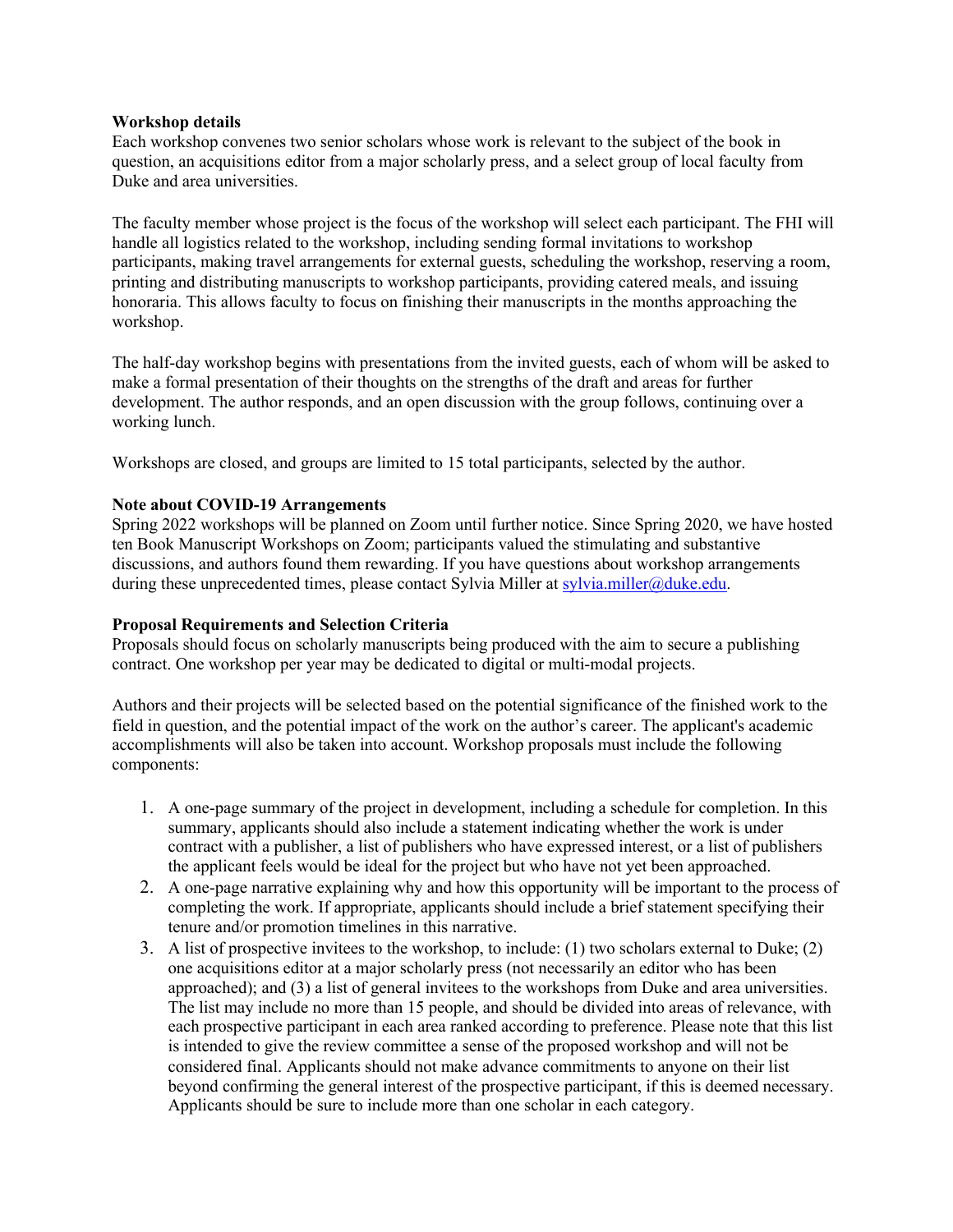**Workshop details**

Each workshop convenes two senior scholars whose work is relevant to the subject of the book in question, an acquisitions editor from a major scholarly press, and a select group of local faculty from Duke and area universities.

The faculty member whose project is the focus of the workshop will select each participant. The FHI will handle all logistics related to the workshop, including sending formal invitations to workshop participants, making travel arrangements for external guests, scheduling the workshop, reserving a room, printing and distributing manuscripts to workshop participants, providing catered meals, and issuing honoraria. This allows faculty to focus on finishing their manuscripts in the months approaching the workshop.

The half-day workshop begins with presentations from the invited guests, each of whom will be asked to make a formal presentation of their thoughts on the strengths of the draft and areas for further development. The author responds, and an open discussion with the group follows, continuing over a working lunch.

Workshops are closed, and groups are limited to 15 total participants, selected by the author.

**Note about COVID-19 Arrangements**

Spring 2022 workshops will be planned on Zoom until further notice. Since Spring 2020, we have hosted ten Book Manuscript Workshops on Zoom; participants valued the stimulating and substantive discussions, and authors found them rewarding. If you have questions about workshop arrangements during these unprecedented times, please contact Sylvia Miller at [sylvia.miller@duke.edu](mailto:sylvia.miller@duke.edu).

**Proposal Requirements and Selection Criteria**

Proposals should focus on scholarly manuscripts being produced with the aim to secure a publishing contract. One workshop per year may be dedicated to digital or multi-modal projects.

Authors and their projects will be selected based on the potential significance of the finished work to the field in question, and the potential impact of the work on the author's career. The applicant's academic accomplishments will also be taken into account. Workshop proposals must include the following components:

1. A one-page summary of the project in development, including a schedule for completion. In this summary, applicants should also include a statement indicating whether the work is under contract with a publisher, a list of publishers who have expressed interest, or a list of publishers the applicant feels would be ideal for the project but who have not yet been approached.
2. A one-page narrative explaining why and how this opportunity will be important to the process of completing the work. If appropriate, applicants should include a brief statement specifying their tenure and/or promotion timelines in this narrative.
3. A list of prospective invitees to the workshop, to include: (1) two scholars external to Duke; (2) one acquisitions editor at a major scholarly press (not necessarily an editor who has been approached); and (3) a list of general invitees to the workshops from Duke and area universities. The list may include no more than 15 people, and should be divided into areas of relevance, with each prospective participant in each area ranked according to preference. Please note that this list is intended to give the review committee a sense of the proposed workshop and will not be considered final. Applicants should not make advance commitments to anyone on their list beyond confirming the general interest of the prospective participant, if this is deemed necessary. Applicants should be sure to include more than one scholar in each category.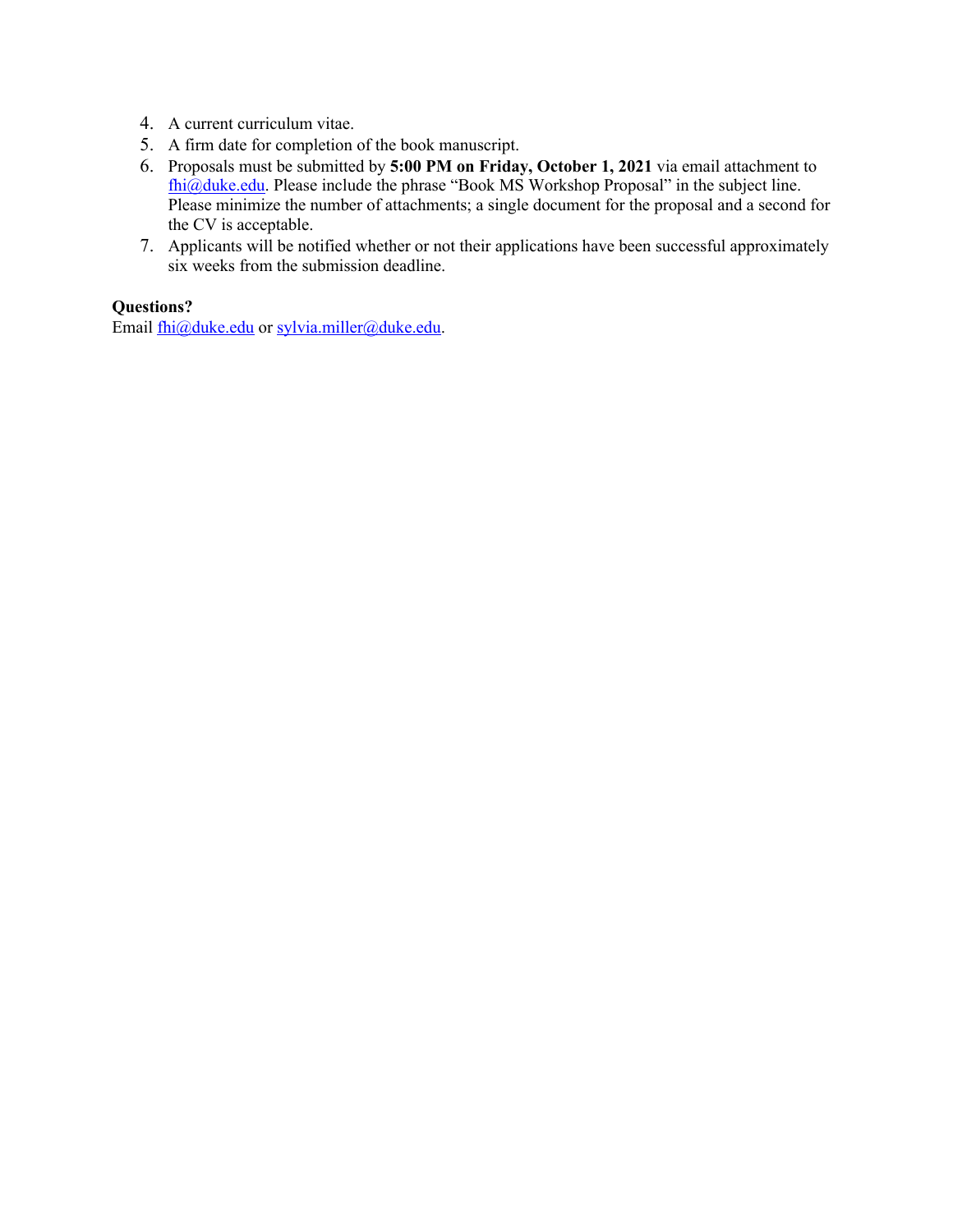4. A current curriculum vitae.
5. A firm date for completion of the book manuscript.
6. Proposals must be submitted by **5:00 PM on Friday, October 1, 2021** via email attachment to fhi@duke.edu. Please include the phrase "Book MS Workshop Proposal" in the subject line. Please minimize the number of attachments; a single document for the proposal and a second for the CV is acceptable.
7. Applicants will be notified whether or not their applications have been successful approximately six weeks from the submission deadline.

**Questions?**

Email fhi@duke.edu or sylvia.miller@duke.edu.